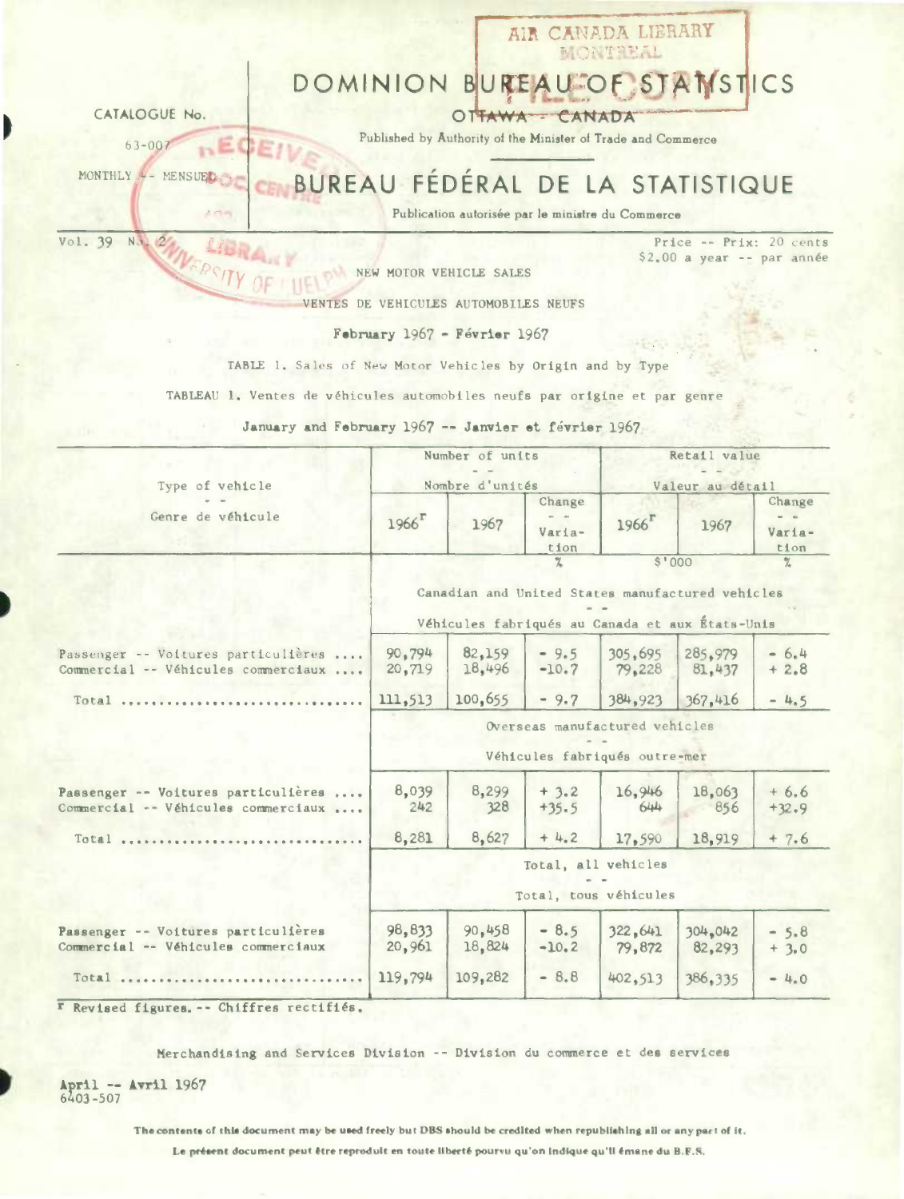CATALOGUE No.

63-007

MONTHLY -- MENSUEL

# DOMINION BUREAU OF STATISTICS

OTTAWA - CANADA

Published by Authority of the Minister of Trade and Commerce

# BUREAU FÉDÉRAL DE LA STATISTIQUE

Publication autorisée par le ministre du Commerce

Vol. 39 No. 2

Price -- Prix: 20 cents
$2.00 a year -- par année

## NEW MOTOR VEHICLE SALES

## VENTES DE VEHICULES AUTOMOBILES NEUFS

**February 1967 - Février 1967**

TABLE 1. Sales of New Motor Vehicles by Origin and by Type

TABLEAU 1. Ventes de véhicules automobiles neufs par origine et par genre

**January and February 1967 -- Janvier et février 1967**

| Type of vehicle -- Genre de véhicule | Number of units -- Nombre d'unités | | | Retail value -- Valeur au détail | | |
|---|---|---|---|---|---|---|
| | 1966r | 1967 | Change -- Variation | 1966r | 1967 | Change -- Variation |
| | | | % | $'000 | | % |
| **Canadian and United States manufactured vehicles -- Véhicules fabriqués au Canada et aux États-Unis** | | | | | | |
| Passenger -- Voitures particulières .... | 90,794 | 82,159 | - 9.5 | 305,695 | 285,979 | - 6.4 |
| Commercial -- Véhicules commerciaux .... | 20,719 | 18,496 | -10.7 | 79,228 | 81,437 | + 2.8 |
| Total .............................. | 111,513 | 100,655 | - 9.7 | 384,923 | 367,416 | - 4.5 |
| **Overseas manufactured vehicles -- Véhicules fabriqués outre-mer** | | | | | | |
| Passenger -- Voitures particulières .... | 8,039 | 8,299 | + 3.2 | 16,946 | 18,063 | + 6.6 |
| Commercial -- Véhicules commerciaux .... | 242 | 328 | +35.5 | 644 | 856 | +32.9 |
| Total .............................. | 8,281 | 8,627 | + 4.2 | 17,590 | 18,919 | + 7.6 |
| **Total, all vehicles -- Total, tous véhicules** | | | | | | |
| Passenger -- Voitures particulières | 98,833 | 90,458 | - 8.5 | 322,641 | 304,042 | - 5.8 |
| Commercial -- Véhicules commerciaux | 20,961 | 18,824 | -10.2 | 79,872 | 82,293 | + 3.0 |
| Total .............................. | 119,794 | 109,282 | - 8.8 | 402,513 | 386,335 | - 4.0 |

r Revised figures. -- Chiffres rectifiés.

Merchandising and Services Division -- Division du commerce et des services

April -- Avril 1967
6403-507

**The contents of this document may be used freely but DBS should be credited when republishing all or any part of it.**

**Le présent document peut être reproduit en toute liberté pourvu qu'on indique qu'il émane du B.F.S.**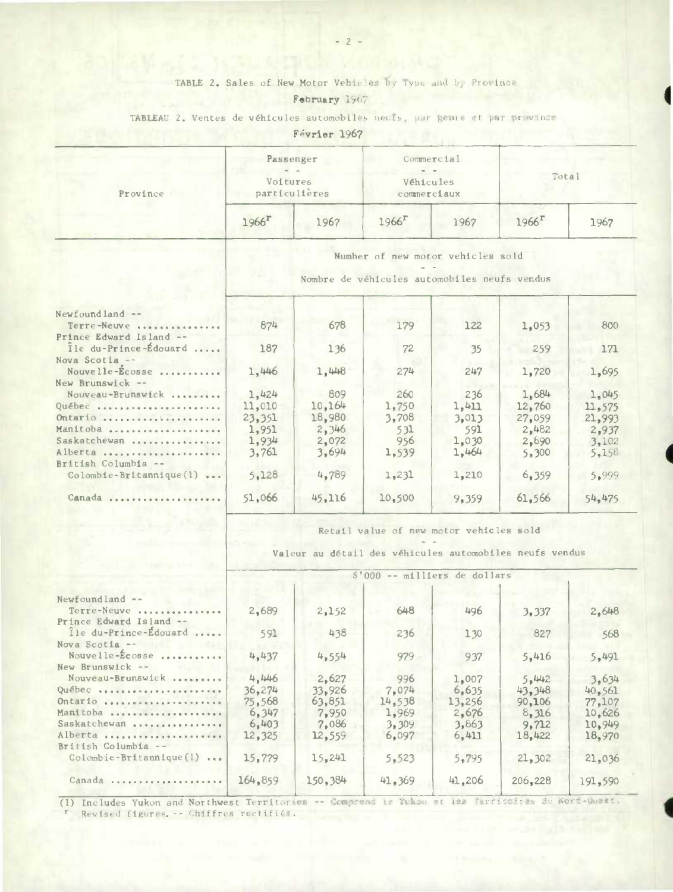TABLE 2. Sales of New Motor Vehicles by Type and by Province

February 1967

TABLEAU 2. Ventes de véhicules automobiles neufs, par genre et par province

Février 1967

| Province | Passenger - - Voitures particulières | | Commercial - - Véhicules commerciaux | | Total | |
|---|---|---|---|---|---|---|
| | 1966r | 1967 | 1966r | 1967 | 1966r | 1967 |
| | Number of new motor vehicles sold - - Nombre de véhicules automobiles neufs vendus | | | | | |
| Newfoundland -- Terre-Neuve | 874 | 678 | 179 | 122 | 1,053 | 800 |
| Prince Edward Island -- Île du-Prince-Édouard | 187 | 136 | 72 | 35 | 259 | 171 |
| Nova Scotia -- Nouvelle-Écosse | 1,446 | 1,448 | 274 | 247 | 1,720 | 1,695 |
| New Brunswick -- Nouveau-Brunswick | 1,424 | 809 | 260 | 236 | 1,684 | 1,045 |
| Québec | 11,010 | 10,164 | 1,750 | 1,411 | 12,760 | 11,575 |
| Ontario | 23,351 | 18,980 | 3,708 | 3,013 | 27,059 | 21,993 |
| Manitoba | 1,951 | 2,346 | 531 | 591 | 2,482 | 2,937 |
| Saskatchewan | 1,934 | 2,072 | 956 | 1,030 | 2,890 | 3,102 |
| Alberta | 3,761 | 3,694 | 1,539 | 1,464 | 5,300 | 5,158 |
| British Columbia -- Colombie-Britannique(1) | 5,128 | 4,789 | 1,231 | 1,210 | 6,359 | 5,999 |
| Canada | 51,066 | 45,116 | 10,500 | 9,359 | 61,566 | 54,475 |
| | Retail value of new motor vehicles sold - - Valeur au détail des véhicules automobiles neufs vendus | | | | | |
| | $'000 -- milliers de dollars | | | | | |
| Newfoundland -- Terre-Neuve | 2,689 | 2,152 | 648 | 496 | 3,337 | 2,648 |
| Prince Edward Island -- Île du-Prince-Édouard | 591 | 438 | 236 | 130 | 827 | 568 |
| Nova Scotia -- Nouvelle-Écosse | 4,437 | 4,554 | 979 | 937 | 5,416 | 5,491 |
| New Brunswick -- Nouveau-Brunswick | 4,446 | 2,627 | 996 | 1,007 | 5,442 | 3,634 |
| Québec | 36,274 | 33,926 | 7,074 | 6,635 | 43,348 | 40,561 |
| Ontario | 75,568 | 63,851 | 14,538 | 13,256 | 90,106 | 77,107 |
| Manitoba | 6,347 | 7,950 | 1,969 | 2,676 | 8,316 | 10,626 |
| Saskatchewan | 6,403 | 7,086 | 3,309 | 3,863 | 9,712 | 10,949 |
| Alberta | 12,325 | 12,559 | 6,097 | 6,411 | 18,422 | 18,970 |
| British Columbia -- Colombie-Britannique(1) | 15,779 | 15,241 | 5,523 | 5,795 | 21,302 | 21,036 |
| Canada | 164,859 | 150,384 | 41,369 | 41,206 | 206,228 | 191,590 |

(1) Includes Yukon and Northwest Territories -- Comprend le Yukon et les Territoires du Nord-Ouest.

r Revised figures. -- Chiffres rectifiés.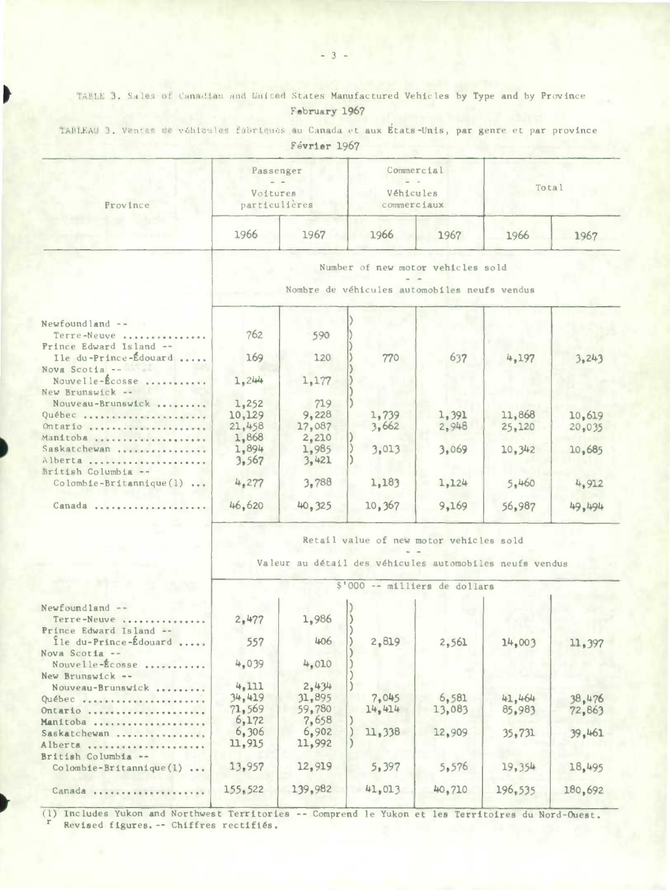TABLE 3. Sales of Canadian and United States Manufactured Vehicles by Type and by Province
February 1967

TABLEAU 3. Ventes de véhicules fabriqués au Canada et aux États-Unis, par genre et par province
Février 1967

| Province | Passenger -- Voitures particulières | | Commercial -- Véhicules commerciaux | | Total | |
|---|---|---|---|---|---|---|
| | 1966 | 1967 | 1966 | 1967 | 1966 | 1967 |
| | Number of new motor vehicles sold -- Nombre de véhicules automobiles neufs vendus | | | | | |
| Newfoundland -- Terre-Neuve | 762 | 590 | | | | |
| Prince Edward Island -- Ile du-Prince-Édouard | 169 | 120 | 770 | 637 | 4,197 | 3,243 |
| Nova Scotia -- Nouvelle-Écosse | 1,244 | 1,177 | | | | |
| New Brunswick -- Nouveau-Brunswick | 1,252 | 719 | | | | |
| Québec | 10,129 | 9,228 | 1,739 | 1,391 | 11,868 | 10,619 |
| Ontario | 21,458 | 17,087 | 3,662 | 2,948 | 25,120 | 20,035 |
| Manitoba | 1,868 | 2,210 | | | | |
| Saskatchewan | 1,894 | 1,985 | 3,013 | 3,069 | 10,342 | 10,685 |
| Alberta | 3,567 | 3,421 | | | | |
| British Columbia -- Colombie-Britannique(1) | 4,277 | 3,788 | 1,183 | 1,124 | 5,460 | 4,912 |
| Canada | 46,620 | 40,325 | 10,367 | 9,169 | 56,987 | 49,494 |
| | Retail value of new motor vehicles sold -- Valeur au détail des véhicules automobiles neufs vendus | | | | | |
| | $'000 -- milliers de dollars | | | | | |
| Newfoundland -- Terre-Neuve | 2,477 | 1,986 | | | | |
| Prince Edward Island -- Île du-Prince-Édouard | 557 | 406 | 2,819 | 2,561 | 14,003 | 11,397 |
| Nova Scotia -- Nouvelle-Écosse | 4,039 | 4,010 | | | | |
| New Brunswick -- Nouveau-Brunswick | 4,111 | 2,434 | | | | |
| Québec | 34,419 | 31,895 | 7,045 | 6,581 | 41,464 | 38,476 |
| Ontario | 71,569 | 59,780 | 14,414 | 13,083 | 85,983 | 72,863 |
| Manitoba | 6,172 | 7,658 | | | | |
| Saskatchewan | 6,306 | 6,902 | 11,338 | 12,909 | 35,731 | 39,461 |
| Alberta | 11,915 | 11,992 | | | | |
| British Columbia -- Colombie-Britannique(1) | 13,957 | 12,919 | 5,397 | 5,576 | 19,354 | 18,495 |
| Canada | 155,522 | 139,982 | 41,013 | 40,710 | 196,535 | 180,692 |

(1) Includes Yukon and Northwest Territories -- Comprend le Yukon et les Territoires du Nord-Ouest.
r Revised figures. -- Chiffres rectifiés.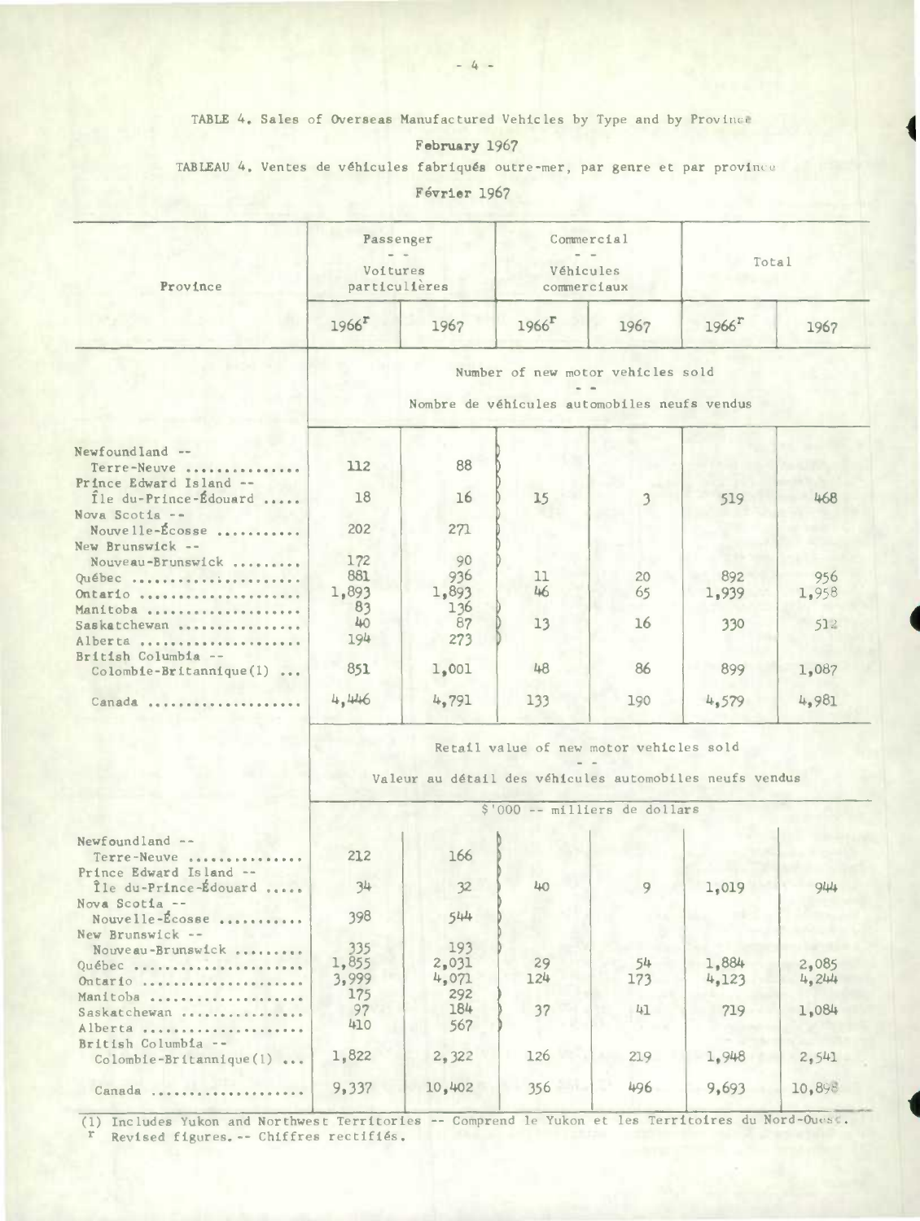TABLE 4. Sales of Overseas Manufactured Vehicles by Type and by Province

**February 1967**

TABLEAU 4. Ventes de véhicules fabriqués outre-mer, par genre et par province

**Février 1967**

| Province | Passenger -- Voitures particulières | | Commercial -- Véhicules commerciaux | | Total | |
|---|---|---|---|---|---|---|
| | 1966[r] | 1967 | 1966[r] | 1967 | 1966[r] | 1967 |
| | Number of new motor vehicles sold -- Nombre de véhicules automobiles neufs vendus | | | | | |
| Newfoundland -- Terre-Neuve | 112 | 88 | | | | |
| Prince Edward Island -- Île du-Prince-Édouard | 18 | 16 | 15 | 3 | 519 | 468 |
| Nova Scotia -- Nouvelle-Écosse | 202 | 271 | | | | |
| New Brunswick -- Nouveau-Brunswick | 172 | 90 | | | | |
| Québec | 881 | 936 | 11 | 20 | 892 | 956 |
| Ontario | 1,893 | 1,893 | 46 | 65 | 1,939 | 1,958 |
| Manitoba | 83 | 136 | | | | |
| Saskatchewan | 40 | 87 | 13 | 16 | 330 | 512 |
| Alberta | 194 | 273 | | | | |
| British Columbia -- Colombie-Britannique(1) | 851 | 1,001 | 48 | 86 | 899 | 1,087 |
| Canada | 4,446 | 4,791 | 133 | 190 | 4,579 | 4,981 |
| | Retail value of new motor vehicles sold -- Valeur au détail des véhicules automobiles neufs vendus | | | | | |
| | $'000 -- milliers de dollars | | | | | |
| Newfoundland -- Terre-Neuve | 212 | 166 | | | | |
| Prince Edward Island -- Île du-Prince-Édouard | 34 | 32 | 40 | 9 | 1,019 | 944 |
| Nova Scotia -- Nouvelle-Écosse | 398 | 544 | | | | |
| New Brunswick -- Nouveau-Brunswick | 335 | 193 | | | | |
| Québec | 1,855 | 2,031 | 29 | 54 | 1,884 | 2,085 |
| Ontario | 3,999 | 4,071 | 124 | 173 | 4,123 | 4,244 |
| Manitoba | 175 | 292 | | | | |
| Saskatchewan | 97 | 184 | 37 | 41 | 719 | 1,084 |
| Alberta | 410 | 567 | | | | |
| British Columbia -- Colombie-Britannique(1) | 1,822 | 2,322 | 126 | 219 | 1,948 | 2,541 |
| Canada | 9,337 | 10,402 | 356 | 496 | 9,693 | 10,898 |

(1) Includes Yukon and Northwest Territories -- Comprend le Yukon et les Territoires du Nord-Ouest.

r Revised figures. -- Chiffres rectifiés.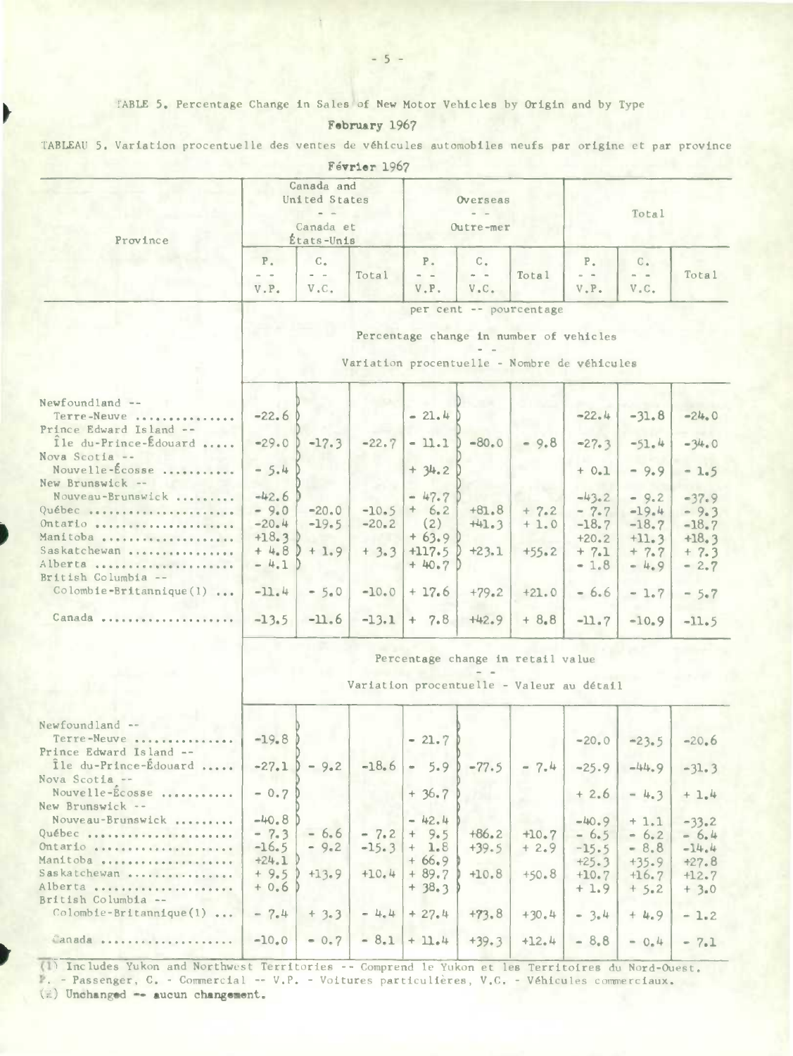TABLE 5. Percentage Change in Sales of New Motor Vehicles by Origin and by Type

**February 1967**

TABLEAU 5. Variation procentuelle des ventes de véhicules automobiles neufs par origine et par province

**Février 1967**

| Province | Canada and United States -- Canada et États-Unis | | | Overseas -- Outre-mer | | | Total | | |
|---|---|---|---|---|---|---|---|---|---|
| | P. -- V.P. | C. -- V.C. | Total | P. -- V.P. | C. -- V.C. | Total | P. -- V.P. | C. -- V.C. | Total |
| | per cent -- pourcentage | | | | | | | | |
| | Percentage change in number of vehicles -- Variation procentuelle - Nombre de véhicules | | | | | | | | |
| Newfoundland -- Terre-Neuve | -22.6 | | | - 21.4 | | | -22.4 | -31.8 | -24.0 |
| Prince Edward Island -- Île du-Prince-Édouard | -29.0 | -17.3 | -22.7 | - 11.1 | -80.0 | - 9.8 | -27.3 | -51.4 | -34.0 |
| Nova Scotia -- Nouvelle-Écosse | - 5.4 | | | + 34.2 | | | + 0.1 | - 9.9 | - 1.5 |
| New Brunswick -- Nouveau-Brunswick | -42.6 | | | - 47.7 | | | -43.2 | - 9.2 | -37.9 |
| Québec | - 9.0 | -20.0 | -10.5 | + 6.2 | +81.8 | + 7.2 | - 7.7 | -19.4 | - 9.3 |
| Ontario | -20.4 | -19.5 | -20.2 | (2) | +41.3 | + 1.0 | -18.7 | -18.7 | -18.7 |
| Manitoba | +18.3 | | | + 63.9 | | | +20.2 | +11.3 | +18.3 |
| Saskatchewan | + 4.8 | + 1.9 | + 3.3 | +117.5 | +23.1 | +55.2 | + 7.1 | + 7.7 | + 7.3 |
| Alberta | - 4.1 | | | + 40.7 | | | - 1.8 | - 4.9 | - 2.7 |
| British Columbia -- Colombie-Britannique(1) | -11.4 | - 5.0 | -10.0 | + 17.6 | +79.2 | +21.0 | - 6.6 | - 1.7 | - 5.7 |
| Canada | -13.5 | -11.6 | -13.1 | + 7.8 | +42.9 | + 8.8 | -11.7 | -10.9 | -11.5 |
| | Percentage change in retail value -- Variation procentuelle - Valeur au détail | | | | | | | | |
| Newfoundland -- Terre-Neuve | -19.8 | | | - 21.7 | | | -20.0 | -23.5 | -20.6 |
| Prince Edward Island -- Île du-Prince-Édouard | -27.1 | - 9.2 | -18.6 | - 5.9 | -77.5 | - 7.4 | -25.9 | -44.9 | -31.3 |
| Nova Scotia -- Nouvelle-Écosse | - 0.7 | | | + 36.7 | | | + 2.6 | - 4.3 | + 1.4 |
| New Brunswick -- Nouveau-Brunswick | -40.8 | | | - 42.4 | | | -40.9 | + 1.1 | -33.2 |
| Québec | - 7.3 | - 6.6 | - 7.2 | + 9.5 | +86.2 | +10.7 | - 6.5 | - 6.2 | - 6.4 |
| Ontario | -16.5 | - 9.2 | -15.3 | + 1.8 | +39.5 | + 2.9 | -15.5 | - 8.8 | -14.4 |
| Manitoba | +24.1 | | | + 66.9 | | | +25.3 | +35.9 | +27.8 |
| Saskatchewan | + 9.5 | +13.9 | +10.4 | + 89.7 | +10.8 | +50.8 | +10.7 | +16.7 | +12.7 |
| Alberta | + 0.6 | | | + 38.3 | | | + 1.9 | + 5.2 | + 3.0 |
| British Columbia -- Colombie-Britannique(1) | - 7.4 | + 3.3 | - 4.4 | + 27.4 | +73.8 | +30.4 | - 3.4 | + 4.9 | - 1.2 |
| Canada | -10.0 | - 0.7 | - 8.1 | + 11.4 | +39.3 | +12.4 | - 8.8 | - 0.4 | - 7.1 |

(1) Includes Yukon and Northwest Territories -- Comprend le Yukon et les Territoires du Nord-Ouest.
P. - Passenger, C. - Commercial -- V.P. - Voitures particulières, V.C. - Véhicules commerciaux.
(2) Unchanged -- aucun changement.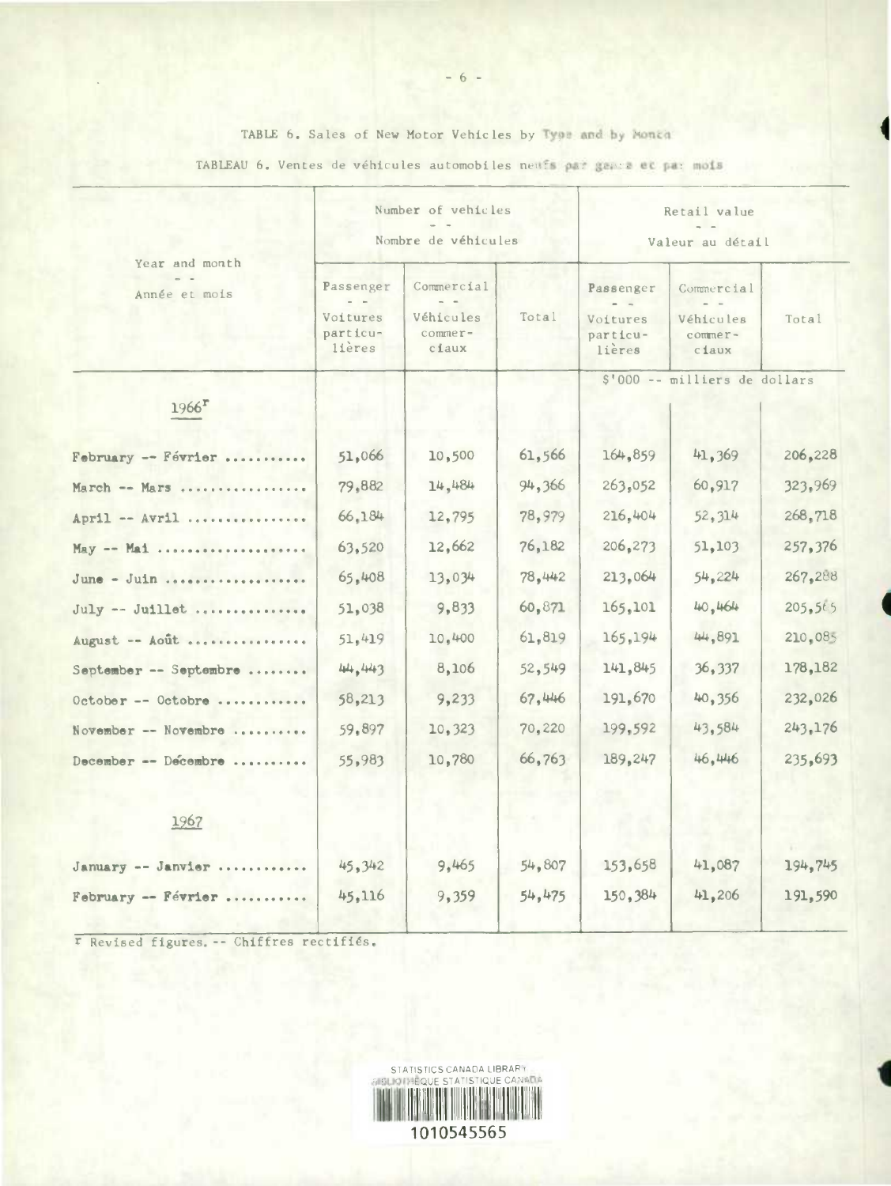TABLE 6. Sales of New Motor Vehicles by Type and by Month

TABLEAU 6. Ventes de véhicules automobiles neufs par genre et par mois

| Year and month -- Année et mois | Number of vehicles -- Nombre de véhicules | | | Retail value -- Valeur au détail | | |
|---|---|---|---|---|---|---|
| | Passenger -- Voitures particulières | Commercial -- Véhicules commerciaux | Total | Passenger -- Voitures particulières | Commercial -- Véhicules commerciaux | Total |
| | | | | $'000 -- milliers de dollars | | |
| 1966[r] | | | | | | |
| February -- Février | 51,066 | 10,500 | 61,566 | 164,859 | 41,369 | 206,228 |
| March -- Mars | 79,882 | 14,484 | 94,366 | 263,052 | 60,917 | 323,969 |
| April -- Avril | 66,184 | 12,795 | 78,979 | 216,404 | 52,314 | 268,718 |
| May -- Mai | 63,520 | 12,662 | 76,182 | 206,273 | 51,103 | 257,376 |
| June - Juin | 65,408 | 13,034 | 78,442 | 213,064 | 54,224 | 267,288 |
| July -- Juillet | 51,038 | 9,833 | 60,871 | 165,101 | 40,464 | 205,565 |
| August -- Août | 51,419 | 10,400 | 61,819 | 165,194 | 44,891 | 210,085 |
| September -- Septembre | 44,443 | 8,106 | 52,549 | 141,845 | 36,337 | 178,182 |
| October -- Octobre | 58,213 | 9,233 | 67,446 | 191,670 | 40,356 | 232,026 |
| November -- Novembre | 59,897 | 10,323 | 70,220 | 199,592 | 43,584 | 243,176 |
| December -- Décembre | 55,983 | 10,780 | 66,763 | 189,247 | 46,446 | 235,693 |
| 1967 | | | | | | |
| January -- Janvier | 45,342 | 9,465 | 54,807 | 153,658 | 41,087 | 194,745 |
| February -- Février | 45,116 | 9,359 | 54,475 | 150,384 | 41,206 | 191,590 |

r Revised figures. -- Chiffres rectifiés.

STATISTICS CANADA LIBRARY
BIBLIOTHÈQUE STATISTIQUE CANADA
1010545565